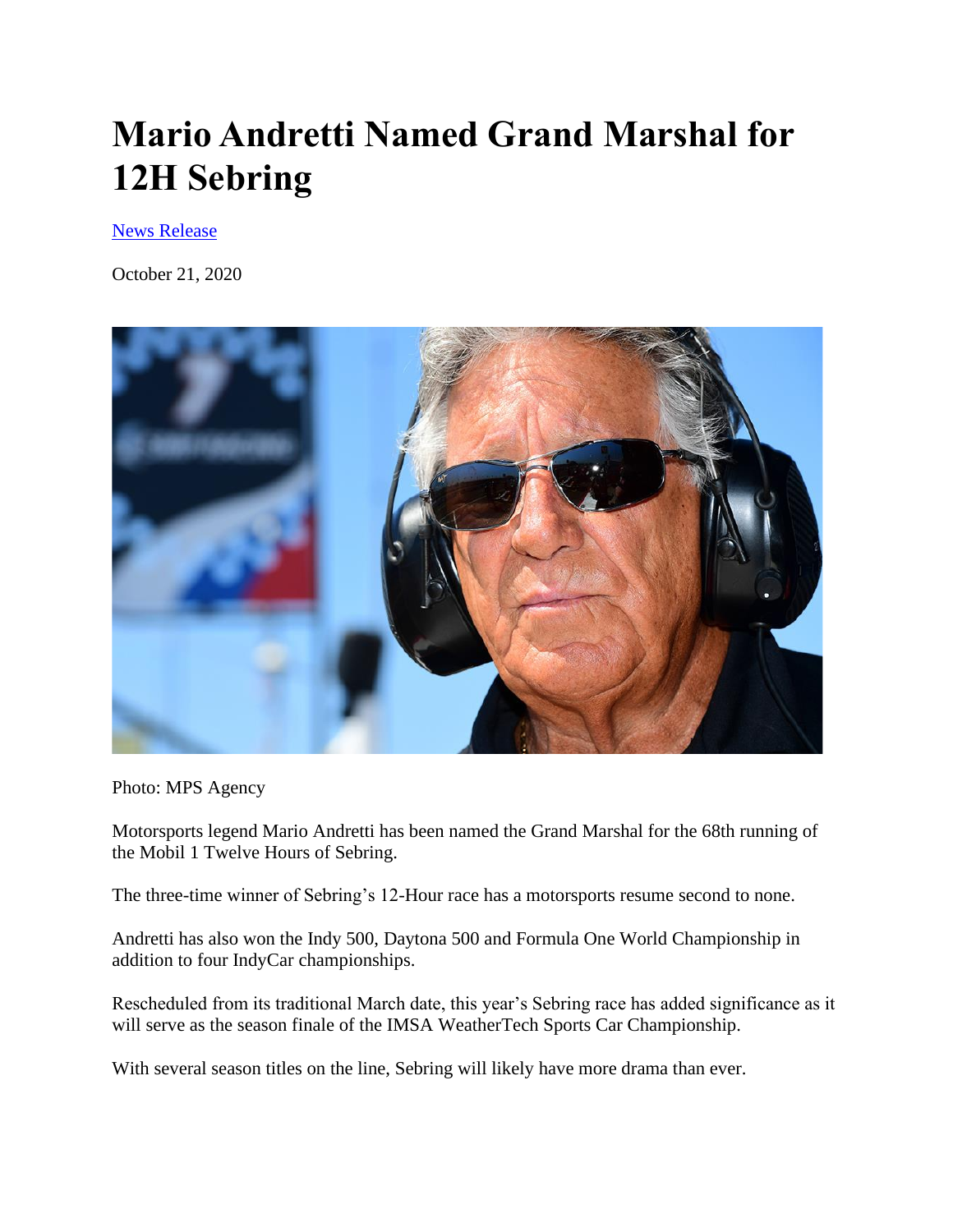# Mario Andretti Named Grand Marshal for 12H Sebring

News Release

October 21, 2020

Photo: MPS Agency

Motorsports legend Mario Andretti has been named the Grand Marshal for the 68th running of the Mobil 1 Twelve Hours of Sebring.

The three-time winner of Sebring's 12-Hour race has a motorsports resume second to none.

Andretti has also won the Indy 500, Daytona 500 and Formula One World Championship in addition to four IndyCar championships.

Rescheduled from its traditional March date, this year's Sebring race has added significance as it will serve as the season finale of the IMSA WeatherTech Sports Car Championship.

With several season titles on the line, Sebring will likely have more drama than ever.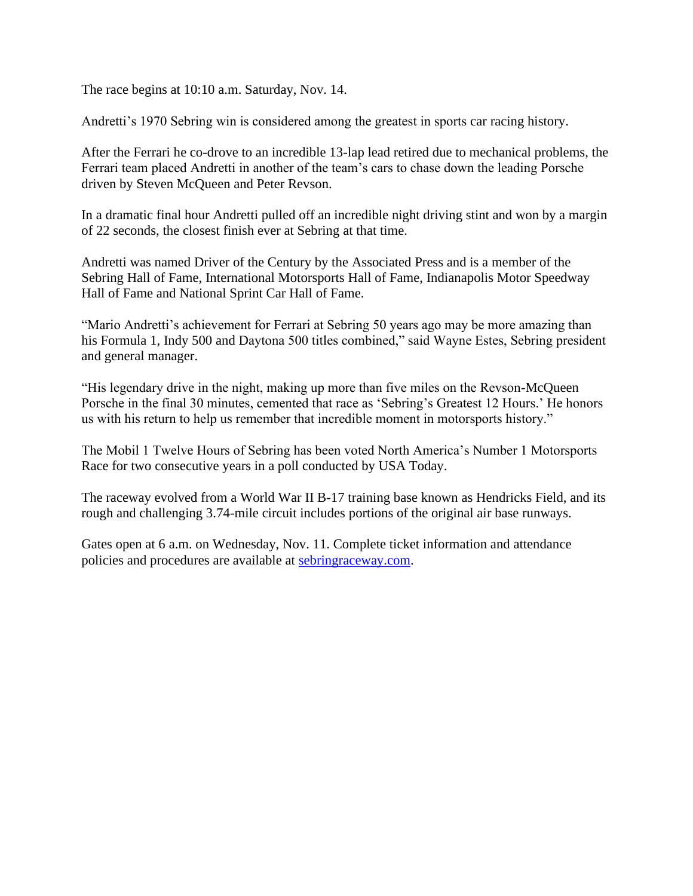The race begins at 10:10 a.m. Saturday, Nov. 14.

Andretti's 1970 Sebring win is considered among the greatest in sports car racing history.

After the Ferrari he co-drove to an incredible 13-lap lead retired due to mechanical problems, the Ferrari team placed Andretti in another of the team's cars to chase down the leading Porsche driven by Steven McQueen and Peter Revson.

In a dramatic final hour Andretti pulled off an incredible night driving stint and won by a margin of 22 seconds, the closest finish ever at Sebring at that time.

Andretti was named Driver of the Century by the Associated Press and is a member of the Sebring Hall of Fame, International Motorsports Hall of Fame, Indianapolis Motor Speedway Hall of Fame and National Sprint Car Hall of Fame.

"Mario Andretti's achievement for Ferrari at Sebring 50 years ago may be more amazing than his Formula 1, Indy 500 and Daytona 500 titles combined," said Wayne Estes, Sebring president and general manager.

"His legendary drive in the night, making up more than five miles on the Revson-McQueen Porsche in the final 30 minutes, cemented that race as 'Sebring's Greatest 12 Hours.' He honors us with his return to help us remember that incredible moment in motorsports history."

The Mobil 1 Twelve Hours of Sebring has been voted North America's Number 1 Motorsports Race for two consecutive years in a poll conducted by USA Today.

The raceway evolved from a World War II B-17 training base known as Hendricks Field, and its rough and challenging 3.74-mile circuit includes portions of the original air base runways.

Gates open at 6 a.m. on Wednesday, Nov. 11. Complete ticket information and attendance policies and procedures are available at [sebringraceway.com](sebringraceway.com).